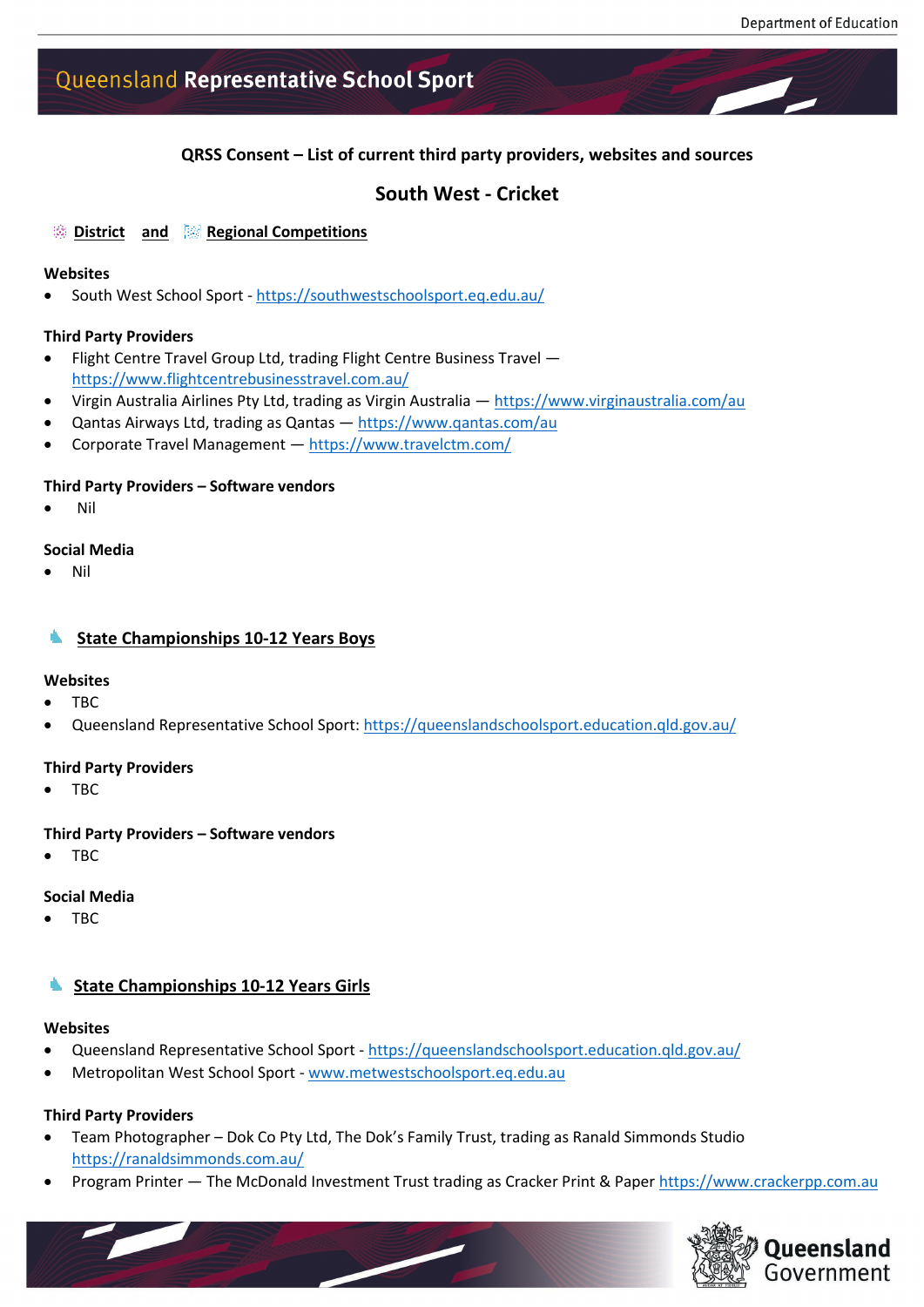# Queensland Representative School Sport

**QRSS Consent – List of current third party providers, websites and sources**

## South West - Cricket

### District and Regional Competitions

**Websites**

- South West School Sport - https://southwestschoolsport.eq.edu.au/

**Third Party Providers**

- Flight Centre Travel Group Ltd, trading Flight Centre Business Travel — https://www.flightcentrebusinesstravel.com.au/
- Virgin Australia Airlines Pty Ltd, trading as Virgin Australia — https://www.virginaustralia.com/au
- Qantas Airways Ltd, trading as Qantas — https://www.qantas.com/au
- Corporate Travel Management — https://www.travelctm.com/

**Third Party Providers – Software vendors**

- Nil

**Social Media**

- Nil

### State Championships 10-12 Years Boys

**Websites**

- TBC
- Queensland Representative School Sport: https://queenslandschoolsport.education.qld.gov.au/

**Third Party Providers**

- TBC

**Third Party Providers – Software vendors**

- TBC

**Social Media**

- TBC

### State Championships 10-12 Years Girls

**Websites**

- Queensland Representative School Sport - https://queenslandschoolsport.education.qld.gov.au/
- Metropolitan West School Sport - www.metwestschoolsport.eq.edu.au

**Third Party Providers**

- Team Photographer – Dok Co Pty Ltd, The Dok's Family Trust, trading as Ranald Simmonds Studio https://ranaldsimmonds.com.au/
- Program Printer — The McDonald Investment Trust trading as Cracker Print & Paper https://www.crackerpp.com.au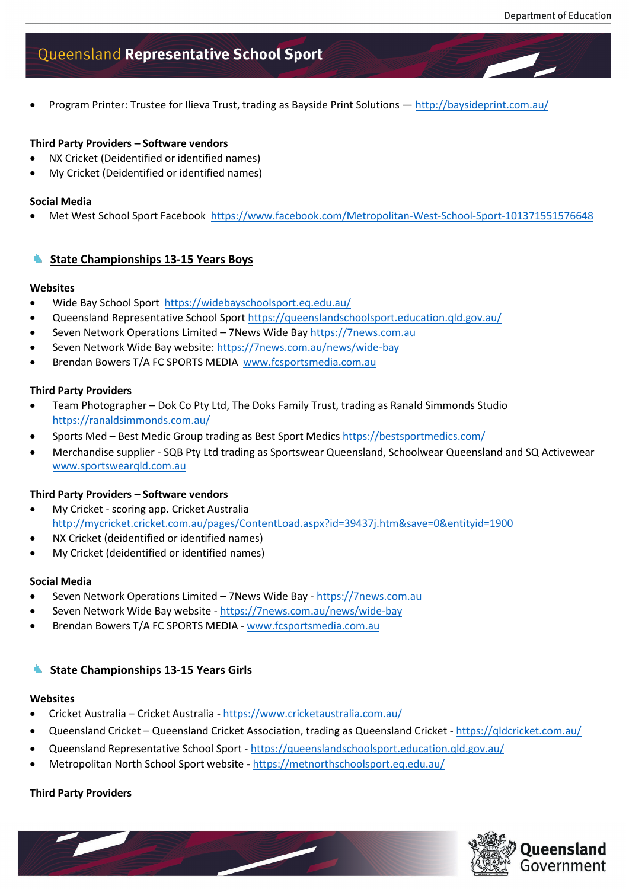- Program Printer: Trustee for Ilieva Trust, trading as Bayside Print Solutions — http://baysideprint.com.au/

**Third Party Providers – Software vendors**

- NX Cricket (Deidentified or identified names)
- My Cricket (Deidentified or identified names)

**Social Media**

- Met West School Sport Facebook https://www.facebook.com/Metropolitan-West-School-Sport-101371551576648

## State Championships 13-15 Years Boys

**Websites**

- Wide Bay School Sport https://widebayschoolsport.eq.edu.au/
- Queensland Representative School Sport https://queenslandschoolsport.education.qld.gov.au/
- Seven Network Operations Limited – 7News Wide Bay https://7news.com.au
- Seven Network Wide Bay website: https://7news.com.au/news/wide-bay
- Brendan Bowers T/A FC SPORTS MEDIA www.fcsportsmedia.com.au

**Third Party Providers**

- Team Photographer – Dok Co Pty Ltd, The Doks Family Trust, trading as Ranald Simmonds Studio https://ranaldsimmonds.com.au/
- Sports Med – Best Medic Group trading as Best Sport Medics https://bestsportmedics.com/
- Merchandise supplier - SQB Pty Ltd trading as Sportswear Queensland, Schoolwear Queensland and SQ Activewear www.sportswearqld.com.au

**Third Party Providers – Software vendors**

- My Cricket - scoring app. Cricket Australia http://mycricket.cricket.com.au/pages/ContentLoad.aspx?id=39437j.htm&save=0&entityid=1900
- NX Cricket (deidentified or identified names)
- My Cricket (deidentified or identified names)

**Social Media**

- Seven Network Operations Limited – 7News Wide Bay - https://7news.com.au
- Seven Network Wide Bay website - https://7news.com.au/news/wide-bay
- Brendan Bowers T/A FC SPORTS MEDIA - www.fcsportsmedia.com.au

## State Championships 13-15 Years Girls

**Websites**

- Cricket Australia – Cricket Australia - https://www.cricketaustralia.com.au/
- Queensland Cricket – Queensland Cricket Association, trading as Queensland Cricket - https://qldcricket.com.au/
- Queensland Representative School Sport - https://queenslandschoolsport.education.qld.gov.au/
- Metropolitan North School Sport website - https://metnorthschoolsport.eq.edu.au/

**Third Party Providers**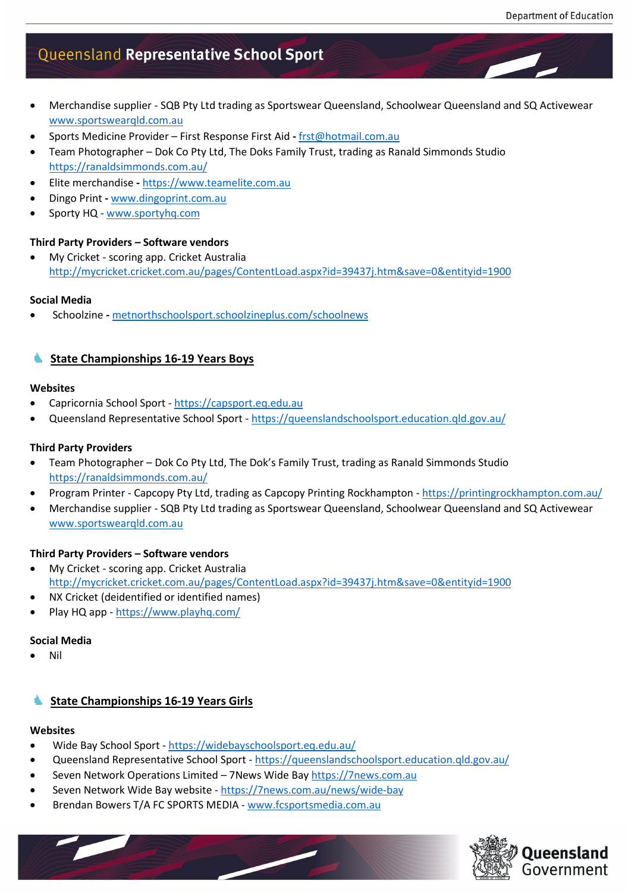- Merchandise supplier - SQB Pty Ltd trading as Sportswear Queensland, Schoolwear Queensland and SQ Activewear www.sportswearqld.com.au
- Sports Medicine Provider – First Response First Aid - frst@hotmail.com.au
- Team Photographer – Dok Co Pty Ltd, The Doks Family Trust, trading as Ranald Simmonds Studio https://ranaldsimmonds.com.au/
- Elite merchandise - https://www.teamelite.com.au
- Dingo Print - www.dingoprint.com.au
- Sporty HQ - www.sportyhq.com

**Third Party Providers – Software vendors**

- My Cricket - scoring app. Cricket Australia http://mycricket.cricket.com.au/pages/ContentLoad.aspx?id=39437j.htm&save=0&entityid=1900

**Social Media**

- Schoolzine - metnorthschoolsport.schoolzineplus.com/schoolnews

## State Championships 16-19 Years Boys

**Websites**

- Capricornia School Sport - https://capsport.eq.edu.au
- Queensland Representative School Sport - https://queenslandschoolsport.education.qld.gov.au/

**Third Party Providers**

- Team Photographer – Dok Co Pty Ltd, The Dok's Family Trust, trading as Ranald Simmonds Studio https://ranaldsimmonds.com.au/
- Program Printer - Capcopy Pty Ltd, trading as Capcopy Printing Rockhampton - https://printingrockhampton.com.au/
- Merchandise supplier - SQB Pty Ltd trading as Sportswear Queensland, Schoolwear Queensland and SQ Activewear www.sportswearqld.com.au

**Third Party Providers – Software vendors**

- My Cricket - scoring app. Cricket Australia http://mycricket.cricket.com.au/pages/ContentLoad.aspx?id=39437j.htm&save=0&entityid=1900
- NX Cricket (deidentified or identified names)
- Play HQ app - https://www.playhq.com/

**Social Media**

- Nil

## State Championships 16-19 Years Girls

**Websites**

- Wide Bay School Sport - https://widebayschoolsport.eq.edu.au/
- Queensland Representative School Sport - https://queenslandschoolsport.education.qld.gov.au/
- Seven Network Operations Limited – 7News Wide Bay https://7news.com.au
- Seven Network Wide Bay website - https://7news.com.au/news/wide-bay
- Brendan Bowers T/A FC SPORTS MEDIA - www.fcsportsmedia.com.au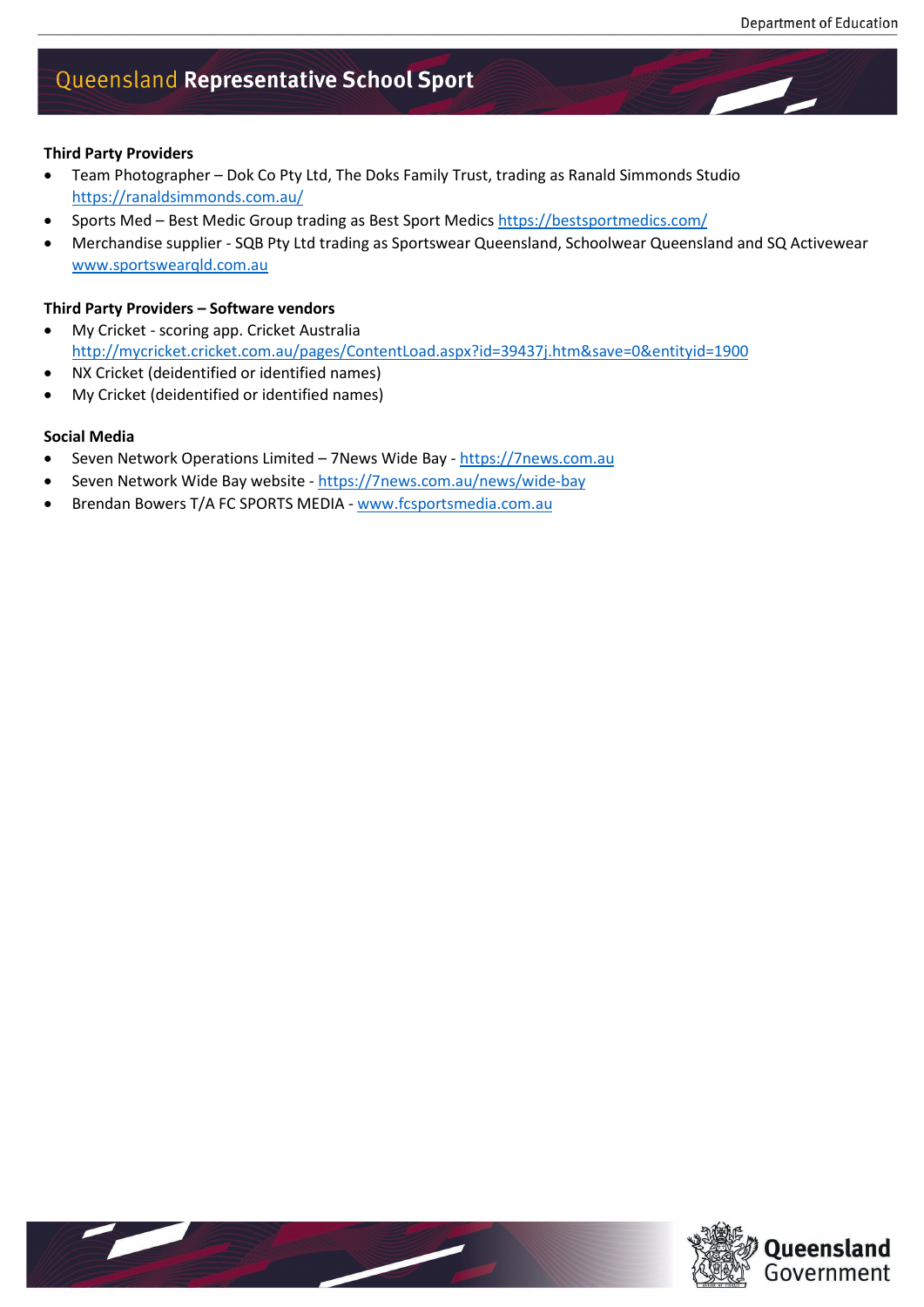### Third Party Providers

- Team Photographer – Dok Co Pty Ltd, The Doks Family Trust, trading as Ranald Simmonds Studio https://ranaldsimmonds.com.au/
- Sports Med – Best Medic Group trading as Best Sport Medics https://bestsportmedics.com/
- Merchandise supplier - SQB Pty Ltd trading as Sportswear Queensland, Schoolwear Queensland and SQ Activewear www.sportswearqld.com.au

### Third Party Providers – Software vendors

- My Cricket - scoring app. Cricket Australia http://mycricket.cricket.com.au/pages/ContentLoad.aspx?id=39437j.htm&save=0&entityid=1900
- NX Cricket (deidentified or identified names)
- My Cricket (deidentified or identified names)

### Social Media

- Seven Network Operations Limited – 7News Wide Bay - https://7news.com.au
- Seven Network Wide Bay website - https://7news.com.au/news/wide-bay
- Brendan Bowers T/A FC SPORTS MEDIA - www.fcsportsmedia.com.au